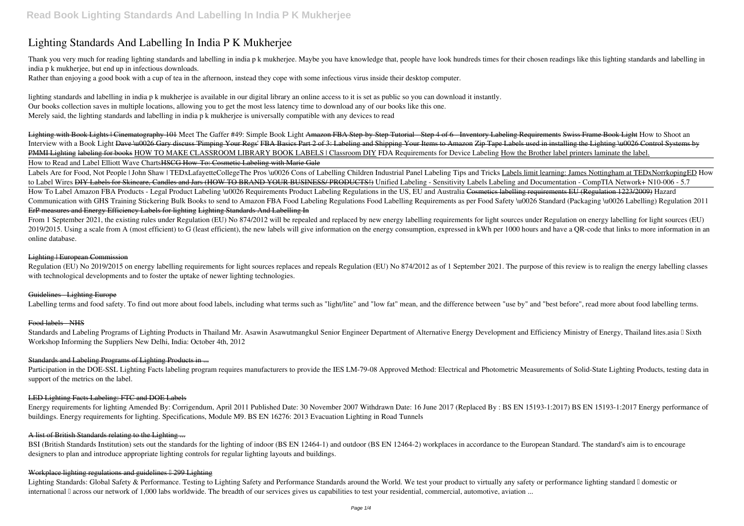# Lighting Standards And Labelling In India P K Mukherjee

Thank you very much for reading lighting standards and labelling in india p k mukherjee. Maybe you have knowledge that, people have look hundreds times for their chosen readings like this lighting standards and labelling in india p k mukherjee, but end up in infectious downloads.
Rather than enjoying a good book with a cup of tea in the afternoon, instead they cope with some infectious virus inside their desktop computer.

lighting standards and labelling in india p k mukherjee is available in our digital library an online access to it is set as public so you can download it instantly.
Our books collection saves in multiple locations, allowing you to get the most less latency time to download any of our books like this one.
Merely said, the lighting standards and labelling in india p k mukherjee is universally compatible with any devices to read

Lighting with Book Lights | Cinematography 101 *Meet The Gaffer #49: Simple Book Light* Amazon FBA Step-by-Step Tutorial - Step 4 of 6 - Inventory Labeling Requirements Swiss Frame Book Light *How to Shoot an Interview with a Book Light* Dave \u0026 Gary discuss 'Pimping Your Regs' FBA Basics Part 2 of 3: Labeling and Shipping Your Items to Amazon Zip Tape Labels used in installing the Lighting \u0026 Control Systems by PMMI Lighting labeling for books HOW TO MAKE CLASSROOM LIBRARY BOOK LABELS | Classroom DIY *FDA Requirements for Device Labeling* How the Brother label printers laminate the label.
How to Read and Label Elliott Wave Charts HSCG How-To: Cosmetic Labeling with Marie Gale
Labels Are for Food, Not People | John Shaw | TEDxLafayetteCollege The Pros \u0026 Cons of Labelling Children Industrial Panel Labeling Tips and Tricks Labels limit learning: James Nottingham at TEDxNorrkopingED *How to Label Wires* DIY Labels for Skincare, Candles and Jars (HOW TO BRAND YOUR BUSINESS/ PRODUCTS!) *Unified Labeling - Sensitivity Labels Labeling and Documentation - CompTIA Network+ N10-006 - 5.7*
How To Label Amazon FBA Products - Legal Product Labeling \u0026 Requirements Product Labeling Regulations in the US, EU and Australia Cosmetics labelling requirements EU (Regulation 1223/2009) *Hazard Communication with GHS Training Stickering Bulk Books to send to Amazon FBA Food Labeling Regulations Food Labelling Requirements as per Food Safety \u0026 Standard (Packaging \u0026 Labelling) Regulation 2011* ErP measures and Energy Efficiency Labels for lighting Lighting Standards And Labelling In

From 1 September 2021, the existing rules under Regulation (EU) No 874/2012 will be repealed and replaced by new energy labelling requirements for light sources under Regulation on energy labelling for light sources (EU) 2019/2015. Using a scale from A (most efficient) to G (least efficient), the new labels will give information on the energy consumption, expressed in kWh per 1000 hours and have a QR-code that links to more information in an online database.

## Lighting | European Commission

Regulation (EU) No 2019/2015 on energy labelling requirements for light sources replaces and repeals Regulation (EU) No 874/2012 as of 1 September 2021. The purpose of this review is to realign the energy labelling classes with technological developments and to foster the uptake of newer lighting technologies.

## Guidelines - Lighting Europe

Labelling terms and food safety. To find out more about food labels, including what terms such as "light/lite" and "low fat" mean, and the difference between "use by" and "best before", read more about food labelling terms.

## Food labels - NHS

Standards and Labeling Programs of Lighting Products in Thailand Mr. Asawin Asawutmangkul Senior Engineer Department of Alternative Energy Development and Efficiency Ministry of Energy, Thailand lites.asia – Sixth Workshop Informing the Suppliers New Delhi, India: October 4th, 2012

## Standards and Labeling Programs of Lighting Products in ...

Participation in the DOE-SSL Lighting Facts labeling program requires manufacturers to provide the IES LM-79-08 Approved Method: Electrical and Photometric Measurements of Solid-State Lighting Products, testing data in support of the metrics on the label.

## LED Lighting Facts Labeling: FTC and DOE Labels

Energy requirements for lighting Amended By: Corrigendum, April 2011 Published Date: 30 November 2007 Withdrawn Date: 16 June 2017 (Replaced By : BS EN 15193-1:2017) BS EN 15193-1:2017 Energy performance of buildings. Energy requirements for lighting. Specifications, Module M9. BS EN 16276: 2013 Evacuation Lighting in Road Tunnels

## A list of British Standards relating to the Lighting ...

BSI (British Standards Institution) sets out the standards for the lighting of indoor (BS EN 12464-1) and outdoor (BS EN 12464-2) workplaces in accordance to the European Standard. The standard's aim is to encourage designers to plan and introduce appropriate lighting controls for regular lighting layouts and buildings.

## Workplace lighting regulations and guidelines – 299 Lighting

Lighting Standards: Global Safety & Performance. Testing to Lighting Safety and Performance Standards around the World. We test your product to virtually any safety or performance lighting standard – domestic or international – across our network of 1,000 labs worldwide. The breadth of our services gives us capabilities to test your residential, commercial, automotive, aviation ...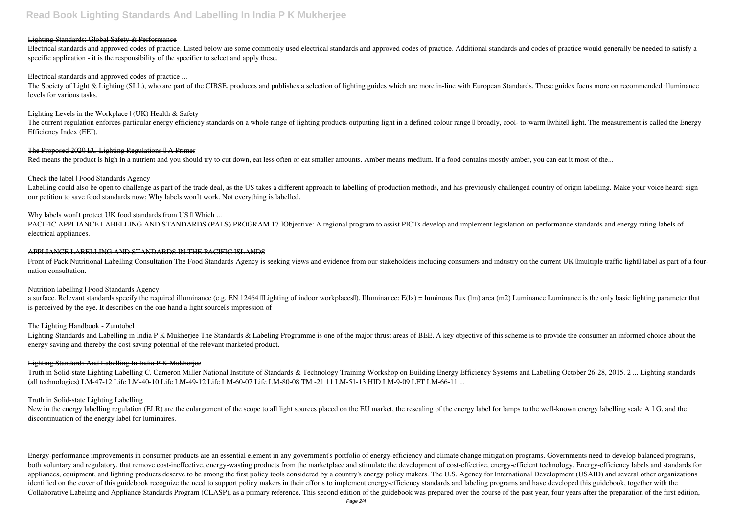#### Lighting Standards: Global Safety & Performance

Electrical standards and approved codes of practice. Listed below are some commonly used electrical standards and approved codes of practice. Additional standards and codes of practice would generally be needed to satisfy a specific application - it is the responsibility of the specifier to select and apply these.

#### Electrical standards and approved codes of practice ...

The Society of Light & Lighting (SLL), who are part of the CIBSE, produces and publishes a selection of lighting guides which are more in-line with European Standards. These guides focus more on recommended illuminance levels for various tasks.

#### Lighting Levels in the Workplace | (UK) Health & Safety

The current regulation enforces particular energy efficiency standards on a whole range of lighting products outputting light in a defined colour range – broadly, cool- to-warm 'white' light. The measurement is called the Energy Efficiency Index (EEI).

#### The Proposed 2020 EU Lighting Regulations – A Primer

Red means the product is high in a nutrient and you should try to cut down, eat less often or eat smaller amounts. Amber means medium. If a food contains mostly amber, you can eat it most of the...

#### Check the label | Food Standards Agency

Labelling could also be open to challenge as part of the trade deal, as the US takes a different approach to labelling of production methods, and has previously challenged country of origin labelling. Make your voice heard: sign our petition to save food standards now; Why labels won't work. Not everything is labelled.

#### Why labels won't protect UK food standards from US – Which ...

PACIFIC APPLIANCE LABELLING AND STANDARDS (PALS) PROGRAM 17 •Objective: A regional program to assist PICTs develop and implement legislation on performance standards and energy rating labels of electrical appliances.

#### APPLIANCE LABELLING AND STANDARDS IN THE PACIFIC ISLANDS

Front of Pack Nutritional Labelling Consultation The Food Standards Agency is seeking views and evidence from our stakeholders including consumers and industry on the current UK 'multiple traffic light' label as part of a four-nation consultation.

#### Nutrition labelling | Food Standards Agency

a surface. Relevant standards specify the required illuminance (e.g. EN 12464 "Lighting of indoor workplaces"). Illuminance: E(lx) = luminous flux (lm) area (m2) Luminance Luminance is the only basic lighting parameter that is perceived by the eye. It describes on the one hand a light source's impression of

#### The Lighting Handbook - Zumtobel

Lighting Standards and Labelling in India P K Mukherjee The Standards & Labeling Programme is one of the major thrust areas of BEE. A key objective of this scheme is to provide the consumer an informed choice about the energy saving and thereby the cost saving potential of the relevant marketed product.

#### Lighting Standards And Labelling In India P K Mukherjee

Truth in Solid-state Lighting Labelling C. Cameron Miller National Institute of Standards & Technology Training Workshop on Building Energy Efficiency Systems and Labelling October 26-28, 2015. 2 ... Lighting standards (all technologies) LM-47-12 Life LM-40-10 Life LM-49-12 Life LM-60-07 Life LM-80-08 TM -21 11 LM-51-13 HID LM-9-09 LFT LM-66-11 ...

#### Truth in Solid-state Lighting Labelling

New in the energy labelling regulation (ELR) are the enlargement of the scope to all light sources placed on the EU market, the rescaling of the energy label for lamps to the well-known energy labelling scale A – G, and the discontinuation of the energy label for luminaires.

Energy-performance improvements in consumer products are an essential element in any government's portfolio of energy-efficiency and climate change mitigation programs. Governments need to develop balanced programs, both voluntary and regulatory, that remove cost-ineffective, energy-wasting products from the marketplace and stimulate the development of cost-effective, energy-efficient technology. Energy-efficiency labels and standards for appliances, equipment, and lighting products deserve to be among the first policy tools considered by a country's energy policy makers. The U.S. Agency for International Development (USAID) and several other organizations identified on the cover of this guidebook recognize the need to support policy makers in their efforts to implement energy-efficiency standards and labeling programs and have developed this guidebook, together with the Collaborative Labeling and Appliance Standards Program (CLASP), as a primary reference. This second edition of the guidebook was prepared over the course of the past year, four years after the preparation of the first edition,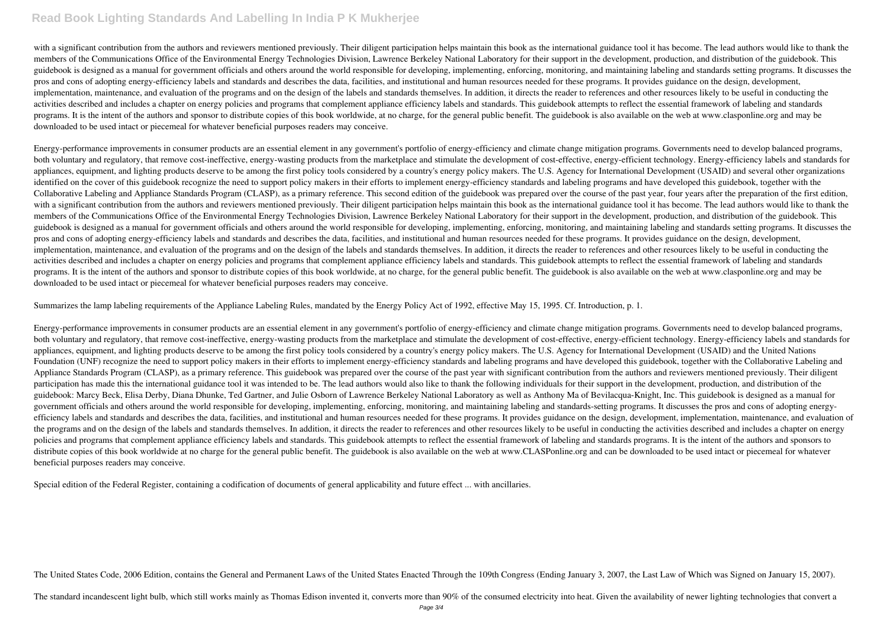with a significant contribution from the authors and reviewers mentioned previously. Their diligent participation helps maintain this book as the international guidance tool it has become. The lead authors would like to thank the members of the Communications Office of the Environmental Energy Technologies Division, Lawrence Berkeley National Laboratory for their support in the development, production, and distribution of the guidebook. This guidebook is designed as a manual for government officials and others around the world responsible for developing, implementing, enforcing, monitoring, and maintaining labeling and standards setting programs. It discusses the pros and cons of adopting energy-efficiency labels and standards and describes the data, facilities, and institutional and human resources needed for these programs. It provides guidance on the design, development, implementation, maintenance, and evaluation of the programs and on the design of the labels and standards themselves. In addition, it directs the reader to references and other resources likely to be useful in conducting the activities described and includes a chapter on energy policies and programs that complement appliance efficiency labels and standards. This guidebook attempts to reflect the essential framework of labeling and standards programs. It is the intent of the authors and sponsor to distribute copies of this book worldwide, at no charge, for the general public benefit. The guidebook is also available on the web at www.clasponline.org and may be downloaded to be used intact or piecemeal for whatever beneficial purposes readers may conceive.

Energy-performance improvements in consumer products are an essential element in any government's portfolio of energy-efficiency and climate change mitigation programs. Governments need to develop balanced programs, both voluntary and regulatory, that remove cost-ineffective, energy-wasting products from the marketplace and stimulate the development of cost-effective, energy-efficient technology. Energy-efficiency labels and standards for appliances, equipment, and lighting products deserve to be among the first policy tools considered by a country's energy policy makers. The U.S. Agency for International Development (USAID) and several other organizations identified on the cover of this guidebook recognize the need to support policy makers in their efforts to implement energy-efficiency standards and labeling programs and have developed this guidebook, together with the Collaborative Labeling and Appliance Standards Program (CLASP), as a primary reference. This second edition of the guidebook was prepared over the course of the past year, four years after the preparation of the first edition, with a significant contribution from the authors and reviewers mentioned previously. Their diligent participation helps maintain this book as the international guidance tool it has become. The lead authors would like to thank the members of the Communications Office of the Environmental Energy Technologies Division, Lawrence Berkeley National Laboratory for their support in the development, production, and distribution of the guidebook. This guidebook is designed as a manual for government officials and others around the world responsible for developing, implementing, enforcing, monitoring, and maintaining labeling and standards setting programs. It discusses the pros and cons of adopting energy-efficiency labels and standards and describes the data, facilities, and institutional and human resources needed for these programs. It provides guidance on the design, development, implementation, maintenance, and evaluation of the programs and on the design of the labels and standards themselves. In addition, it directs the reader to references and other resources likely to be useful in conducting the activities described and includes a chapter on energy policies and programs that complement appliance efficiency labels and standards. This guidebook attempts to reflect the essential framework of labeling and standards programs. It is the intent of the authors and sponsor to distribute copies of this book worldwide, at no charge, for the general public benefit. The guidebook is also available on the web at www.clasponline.org and may be downloaded to be used intact or piecemeal for whatever beneficial purposes readers may conceive.

Summarizes the lamp labeling requirements of the Appliance Labeling Rules, mandated by the Energy Policy Act of 1992, effective May 15, 1995. Cf. Introduction, p. 1.

Energy-performance improvements in consumer products are an essential element in any government's portfolio of energy-efficiency and climate change mitigation programs. Governments need to develop balanced programs, both voluntary and regulatory, that remove cost-ineffective, energy-wasting products from the marketplace and stimulate the development of cost-effective, energy-efficient technology. Energy-efficiency labels and standards for appliances, equipment, and lighting products deserve to be among the first policy tools considered by a country's energy policy makers. The U.S. Agency for International Development (USAID) and the United Nations Foundation (UNF) recognize the need to support policy makers in their efforts to implement energy-efficiency standards and labeling programs and have developed this guidebook, together with the Collaborative Labeling and Appliance Standards Program (CLASP), as a primary reference. This guidebook was prepared over the course of the past year with significant contribution from the authors and reviewers mentioned previously. Their diligent participation has made this the international guidance tool it was intended to be. The lead authors would also like to thank the following individuals for their support in the development, production, and distribution of the guidebook: Marcy Beck, Elisa Derby, Diana Dhunke, Ted Gartner, and Julie Osborn of Lawrence Berkeley National Laboratory as well as Anthony Ma of Bevilacqua-Knight, Inc. This guidebook is designed as a manual for government officials and others around the world responsible for developing, implementing, enforcing, monitoring, and maintaining labeling and standards-setting programs. It discusses the pros and cons of adopting energy-efficiency labels and standards and describes the data, facilities, and institutional and human resources needed for these programs. It provides guidance on the design, development, implementation, maintenance, and evaluation of the programs and on the design of the labels and standards themselves. In addition, it directs the reader to references and other resources likely to be useful in conducting the activities described and includes a chapter on energy policies and programs that complement appliance efficiency labels and standards. This guidebook attempts to reflect the essential framework of labeling and standards programs. It is the intent of the authors and sponsors to distribute copies of this book worldwide at no charge for the general public benefit. The guidebook is also available on the web at www.CLASPonline.org and can be downloaded to be used intact or piecemeal for whatever beneficial purposes readers may conceive.

Special edition of the Federal Register, containing a codification of documents of general applicability and future effect ... with ancillaries.

The United States Code, 2006 Edition, contains the General and Permanent Laws of the United States Enacted Through the 109th Congress (Ending January 3, 2007, the Last Law of Which was Signed on January 15, 2007).

The standard incandescent light bulb, which still works mainly as Thomas Edison invented it, converts more than 90% of the consumed electricity into heat. Given the availability of newer lighting technologies that convert a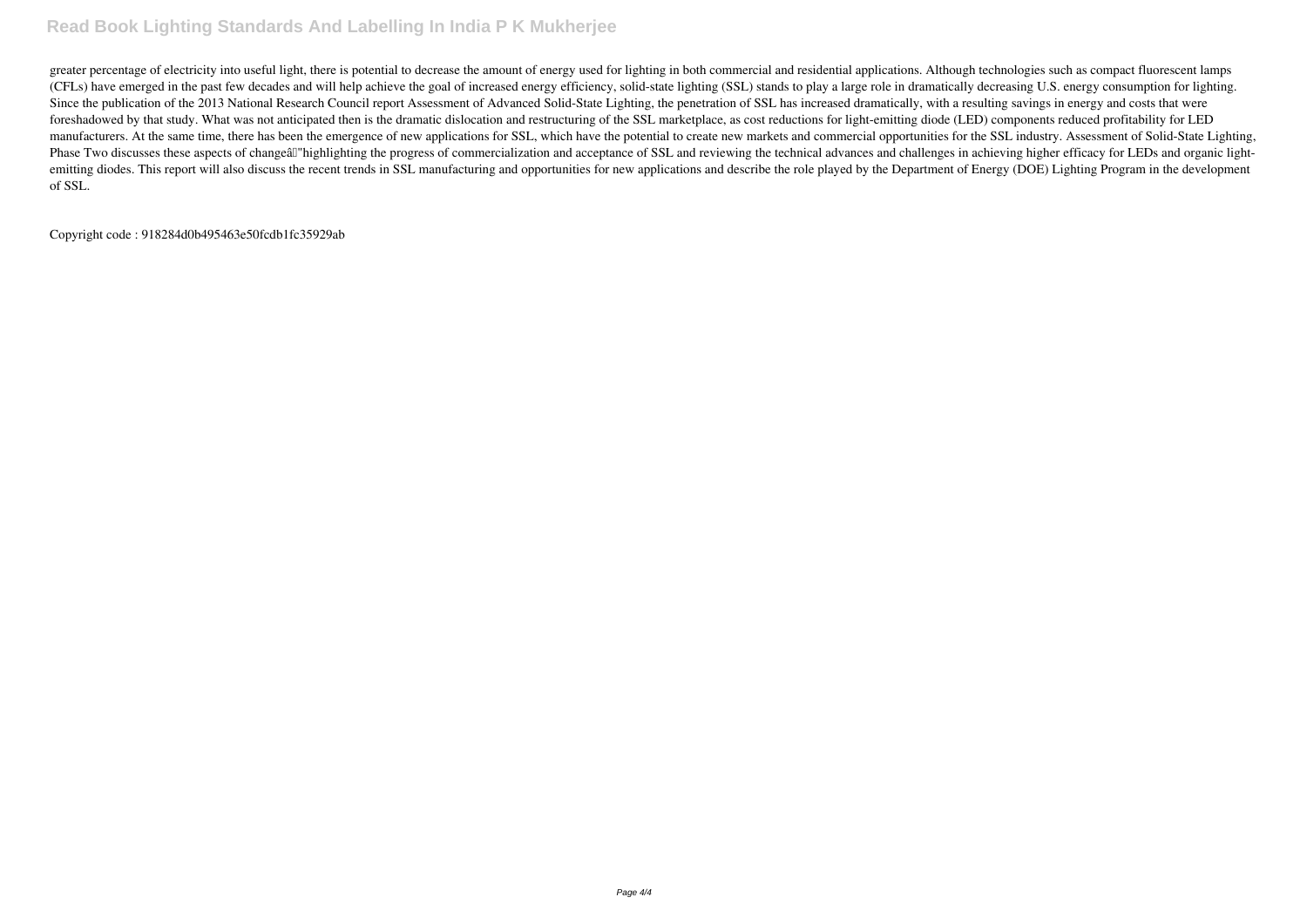greater percentage of electricity into useful light, there is potential to decrease the amount of energy used for lighting in both commercial and residential applications. Although technologies such as compact fluorescent lamps (CFLs) have emerged in the past few decades and will help achieve the goal of increased energy efficiency, solid-state lighting (SSL) stands to play a large role in dramatically decreasing U.S. energy consumption for lighting. Since the publication of the 2013 National Research Council report Assessment of Advanced Solid-State Lighting, the penetration of SSL has increased dramatically, with a resulting savings in energy and costs that were foreshadowed by that study. What was not anticipated then is the dramatic dislocation and restructuring of the SSL marketplace, as cost reductions for light-emitting diode (LED) components reduced profitability for LED manufacturers. At the same time, there has been the emergence of new applications for SSL, which have the potential to create new markets and commercial opportunities for the SSL industry. Assessment of Solid-State Lighting, Phase Two discusses these aspects of changeâ€"highlighting the progress of commercialization and acceptance of SSL and reviewing the technical advances and challenges in achieving higher efficacy for LEDs and organic light-emitting diodes. This report will also discuss the recent trends in SSL manufacturing and opportunities for new applications and describe the role played by the Department of Energy (DOE) Lighting Program in the development of SSL.

Copyright code : 918284d0b495463e50fcdb1fc35929ab